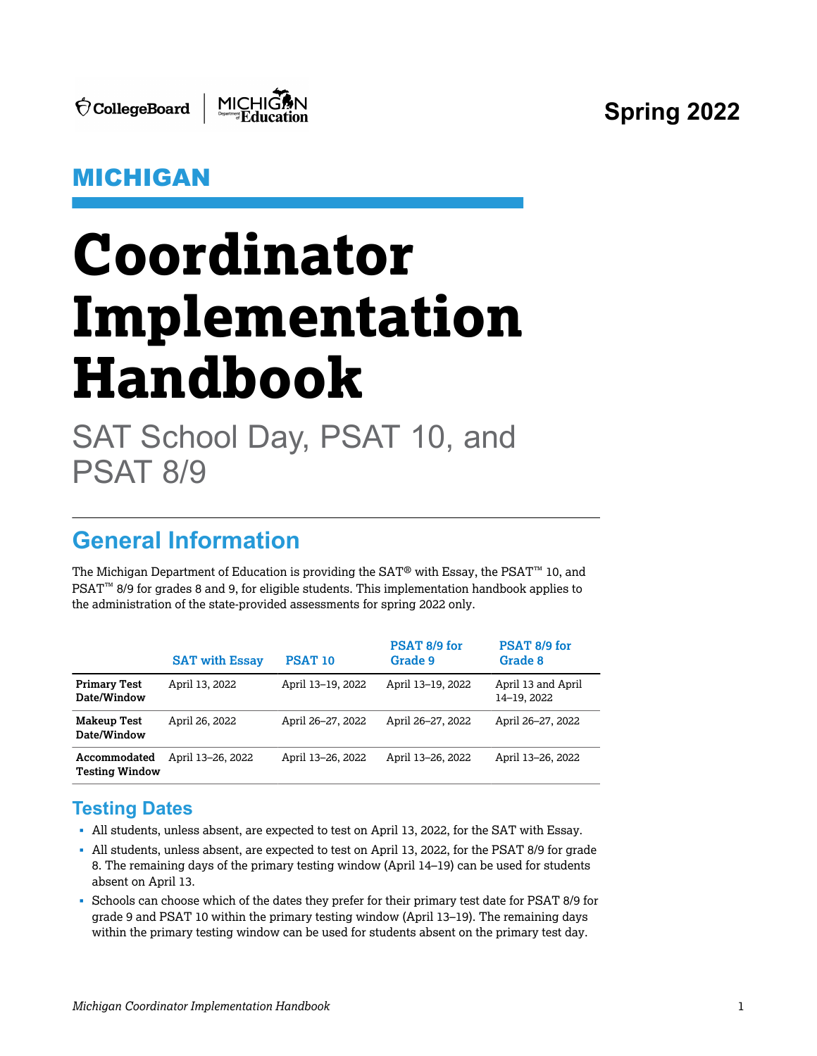Spring 2022

**MICHIGAN**

# Coordinator Implementation Handbook

SAT School Day, PSAT 10, and PSAT 8/9

## General Information

The Michigan Department of Education is providing the SAT® with Essay, the PSAT™ 10, and PSAT™ 8/9 for grades 8 and 9, for eligible students. This implementation handbook applies to the administration of the state-provided assessments for spring 2022 only.

| | SAT with Essay | PSAT 10 | PSAT 8/9 for Grade 9 | PSAT 8/9 for Grade 8 |
|---|---|---|---|---|
| **Primary Test Date/Window** | April 13, 2022 | April 13–19, 2022 | April 13–19, 2022 | April 13 and April 14–19, 2022 |
| **Makeup Test Date/Window** | April 26, 2022 | April 26–27, 2022 | April 26–27, 2022 | April 26–27, 2022 |
| **Accommodated Testing Window** | April 13–26, 2022 | April 13–26, 2022 | April 13–26, 2022 | April 13–26, 2022 |

### Testing Dates

- All students, unless absent, are expected to test on April 13, 2022, for the SAT with Essay.
- All students, unless absent, are expected to test on April 13, 2022, for the PSAT 8/9 for grade 8. The remaining days of the primary testing window (April 14–19) can be used for students absent on April 13.
- Schools can choose which of the dates they prefer for their primary test date for PSAT 8/9 for grade 9 and PSAT 10 within the primary testing window (April 13–19). The remaining days within the primary testing window can be used for students absent on the primary test day.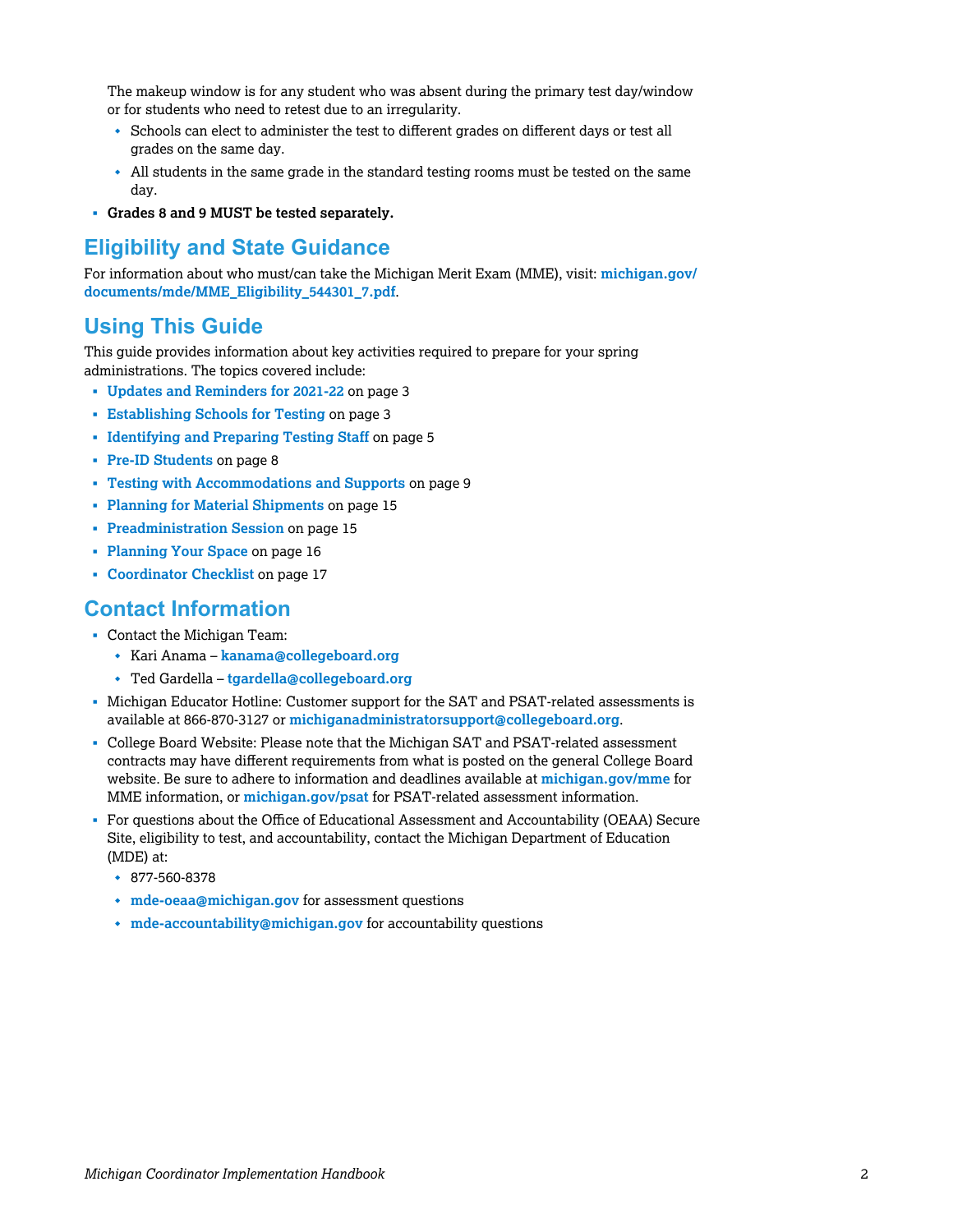The makeup window is for any student who was absent during the primary test day/window or for students who need to retest due to an irregularity.

- Schools can elect to administer the test to different grades on different days or test all grades on the same day.
- All students in the same grade in the standard testing rooms must be tested on the same day.

- **Grades 8 and 9 MUST be tested separately.**

## Eligibility and State Guidance

For information about who must/can take the Michigan Merit Exam (MME), visit: **michigan.gov/documents/mde/MME_Eligibility_544301_7.pdf**.

## Using This Guide

This guide provides information about key activities required to prepare for your spring administrations. The topics covered include:

- **Updates and Reminders for 2021-22** on page 3
- **Establishing Schools for Testing** on page 3
- **Identifying and Preparing Testing Staff** on page 5
- **Pre-ID Students** on page 8
- **Testing with Accommodations and Supports** on page 9
- **Planning for Material Shipments** on page 15
- **Preadministration Session** on page 15
- **Planning Your Space** on page 16
- **Coordinator Checklist** on page 17

## Contact Information

- Contact the Michigan Team:
  - Kari Anama – **kanama@collegeboard.org**
  - Ted Gardella – **tgardella@collegeboard.org**
- Michigan Educator Hotline: Customer support for the SAT and PSAT-related assessments is available at 866-870-3127 or **michiganadministratorsupport@collegeboard.org**.
- College Board Website: Please note that the Michigan SAT and PSAT-related assessment contracts may have different requirements from what is posted on the general College Board website. Be sure to adhere to information and deadlines available at **michigan.gov/mme** for MME information, or **michigan.gov/psat** for PSAT-related assessment information.
- For questions about the Office of Educational Assessment and Accountability (OEAA) Secure Site, eligibility to test, and accountability, contact the Michigan Department of Education (MDE) at:
  - 877-560-8378
  - **mde-oeaa@michigan.gov** for assessment questions
  - **mde-accountability@michigan.gov** for accountability questions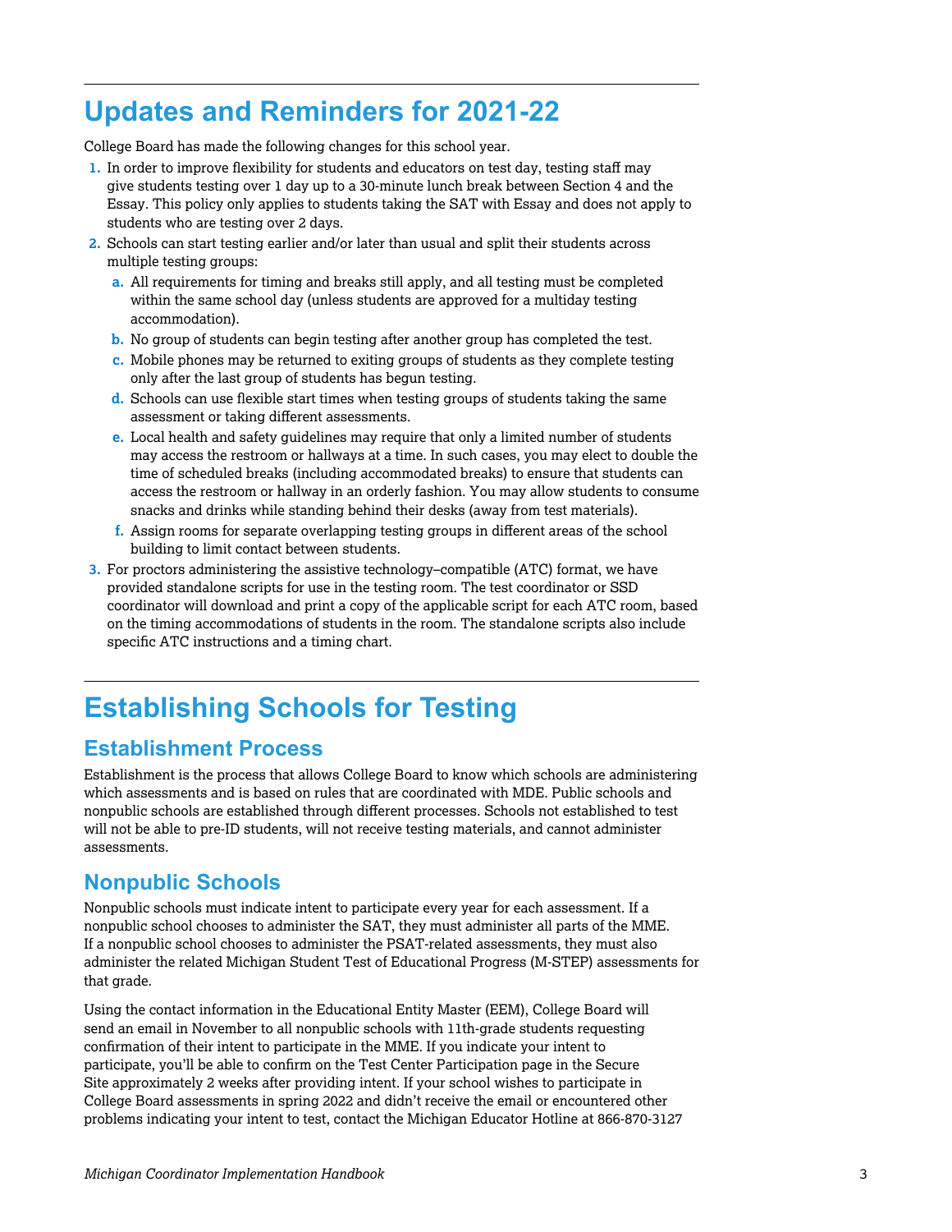# Updates and Reminders for 2021-22

College Board has made the following changes for this school year.

1. In order to improve flexibility for students and educators on test day, testing staff may give students testing over 1 day up to a 30-minute lunch break between Section 4 and the Essay. This policy only applies to students taking the SAT with Essay and does not apply to students who are testing over 2 days.
2. Schools can start testing earlier and/or later than usual and split their students across multiple testing groups:
   a. All requirements for timing and breaks still apply, and all testing must be completed within the same school day (unless students are approved for a multiday testing accommodation).
   b. No group of students can begin testing after another group has completed the test.
   c. Mobile phones may be returned to exiting groups of students as they complete testing only after the last group of students has begun testing.
   d. Schools can use flexible start times when testing groups of students taking the same assessment or taking different assessments.
   e. Local health and safety guidelines may require that only a limited number of students may access the restroom or hallways at a time. In such cases, you may elect to double the time of scheduled breaks (including accommodated breaks) to ensure that students can access the restroom or hallway in an orderly fashion. You may allow students to consume snacks and drinks while standing behind their desks (away from test materials).
   f. Assign rooms for separate overlapping testing groups in different areas of the school building to limit contact between students.
3. For proctors administering the assistive technology–compatible (ATC) format, we have provided standalone scripts for use in the testing room. The test coordinator or SSD coordinator will download and print a copy of the applicable script for each ATC room, based on the timing accommodations of students in the room. The standalone scripts also include specific ATC instructions and a timing chart.

# Establishing Schools for Testing

## Establishment Process

Establishment is the process that allows College Board to know which schools are administering which assessments and is based on rules that are coordinated with MDE. Public schools and nonpublic schools are established through different processes. Schools not established to test will not be able to pre-ID students, will not receive testing materials, and cannot administer assessments.

## Nonpublic Schools

Nonpublic schools must indicate intent to participate every year for each assessment. If a nonpublic school chooses to administer the SAT, they must administer all parts of the MME. If a nonpublic school chooses to administer the PSAT-related assessments, they must also administer the related Michigan Student Test of Educational Progress (M-STEP) assessments for that grade.

Using the contact information in the Educational Entity Master (EEM), College Board will send an email in November to all nonpublic schools with 11th-grade students requesting confirmation of their intent to participate in the MME. If you indicate your intent to participate, you'll be able to confirm on the Test Center Participation page in the Secure Site approximately 2 weeks after providing intent. If your school wishes to participate in College Board assessments in spring 2022 and didn't receive the email or encountered other problems indicating your intent to test, contact the Michigan Educator Hotline at 866-870-3127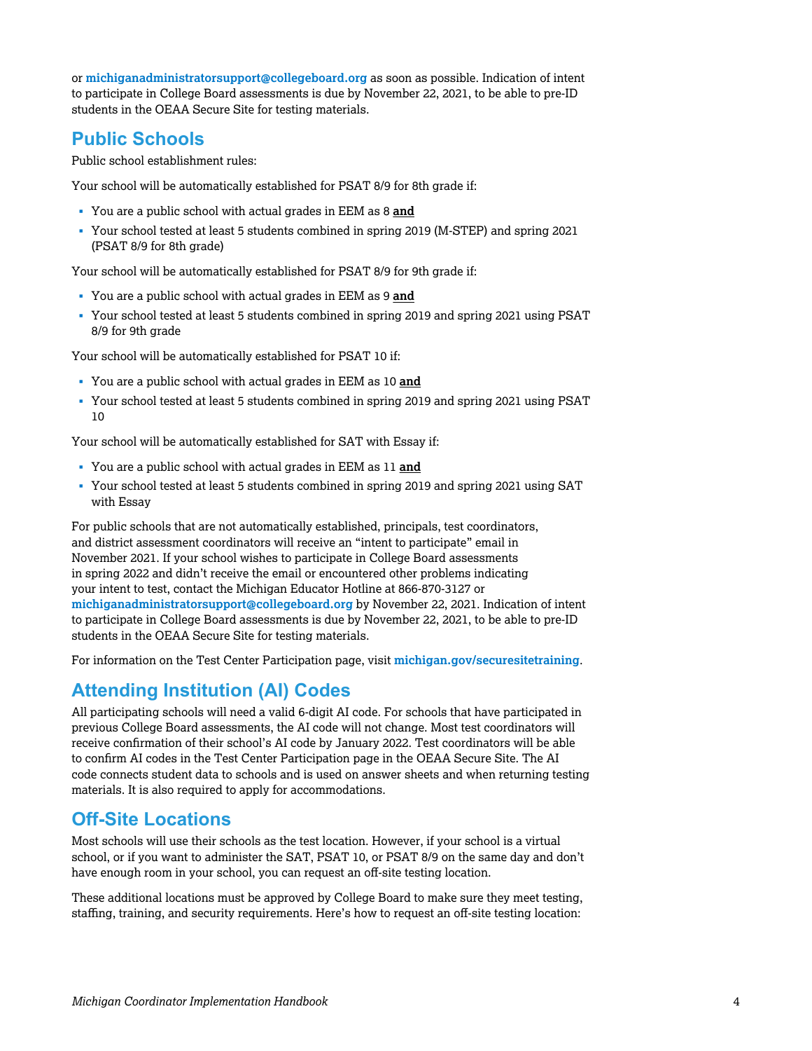or **michiganadministratorsupport@collegeboard.org** as soon as possible. Indication of intent to participate in College Board assessments is due by November 22, 2021, to be able to pre-ID students in the OEAA Secure Site for testing materials.

## Public Schools

Public school establishment rules:

Your school will be automatically established for PSAT 8/9 for 8th grade if:

- You are a public school with actual grades in EEM as 8 **and**
- Your school tested at least 5 students combined in spring 2019 (M-STEP) and spring 2021 (PSAT 8/9 for 8th grade)

Your school will be automatically established for PSAT 8/9 for 9th grade if:

- You are a public school with actual grades in EEM as 9 **and**
- Your school tested at least 5 students combined in spring 2019 and spring 2021 using PSAT 8/9 for 9th grade

Your school will be automatically established for PSAT 10 if:

- You are a public school with actual grades in EEM as 10 **and**
- Your school tested at least 5 students combined in spring 2019 and spring 2021 using PSAT 10

Your school will be automatically established for SAT with Essay if:

- You are a public school with actual grades in EEM as 11 **and**
- Your school tested at least 5 students combined in spring 2019 and spring 2021 using SAT with Essay

For public schools that are not automatically established, principals, test coordinators, and district assessment coordinators will receive an "intent to participate" email in November 2021. If your school wishes to participate in College Board assessments in spring 2022 and didn't receive the email or encountered other problems indicating your intent to test, contact the Michigan Educator Hotline at 866-870-3127 or **michiganadministratorsupport@collegeboard.org** by November 22, 2021. Indication of intent to participate in College Board assessments is due by November 22, 2021, to be able to pre-ID students in the OEAA Secure Site for testing materials.

For information on the Test Center Participation page, visit **michigan.gov/securesitetraining**.

## Attending Institution (AI) Codes

All participating schools will need a valid 6-digit AI code. For schools that have participated in previous College Board assessments, the AI code will not change. Most test coordinators will receive confirmation of their school's AI code by January 2022. Test coordinators will be able to confirm AI codes in the Test Center Participation page in the OEAA Secure Site. The AI code connects student data to schools and is used on answer sheets and when returning testing materials. It is also required to apply for accommodations.

## Off-Site Locations

Most schools will use their schools as the test location. However, if your school is a virtual school, or if you want to administer the SAT, PSAT 10, or PSAT 8/9 on the same day and don't have enough room in your school, you can request an off-site testing location.

These additional locations must be approved by College Board to make sure they meet testing, staffing, training, and security requirements. Here's how to request an off-site testing location: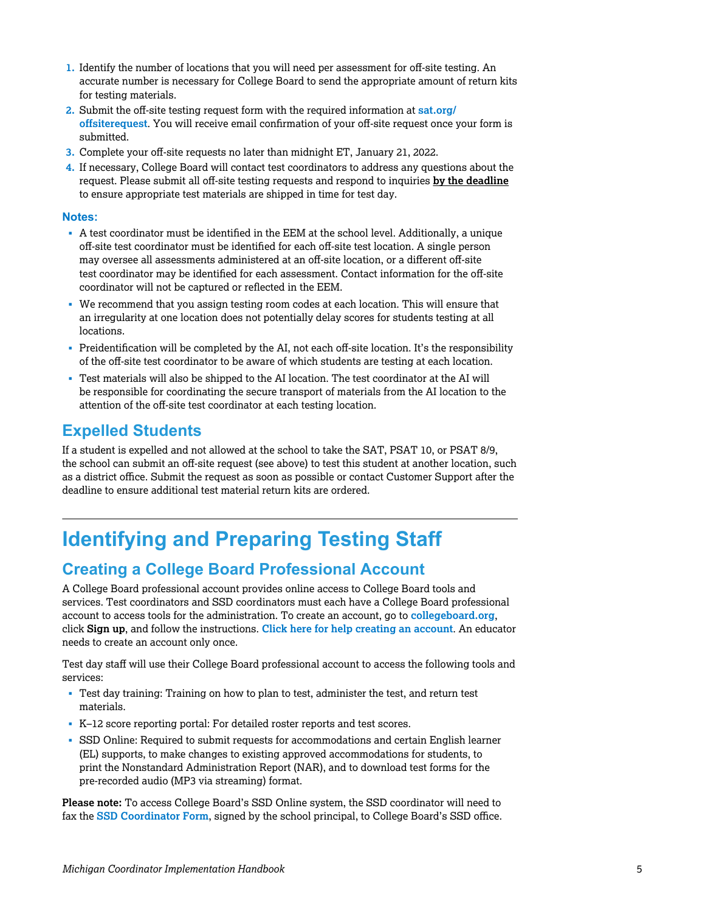1. Identify the number of locations that you will need per assessment for off-site testing. An accurate number is necessary for College Board to send the appropriate amount of return kits for testing materials.
2. Submit the off-site testing request form with the required information at **sat.org/offsiterequest**. You will receive email confirmation of your off-site request once your form is submitted.
3. Complete your off-site requests no later than midnight ET, January 21, 2022.
4. If necessary, College Board will contact test coordinators to address any questions about the request. Please submit all off-site testing requests and respond to inquiries **by the deadline** to ensure appropriate test materials are shipped in time for test day.

**Notes:**

- A test coordinator must be identified in the EEM at the school level. Additionally, a unique off-site test coordinator must be identified for each off-site test location. A single person may oversee all assessments administered at an off-site location, or a different off-site test coordinator may be identified for each assessment. Contact information for the off-site coordinator will not be captured or reflected in the EEM.
- We recommend that you assign testing room codes at each location. This will ensure that an irregularity at one location does not potentially delay scores for students testing at all locations.
- Preidentification will be completed by the AI, not each off-site location. It's the responsibility of the off-site test coordinator to be aware of which students are testing at each location.
- Test materials will also be shipped to the AI location. The test coordinator at the AI will be responsible for coordinating the secure transport of materials from the AI location to the attention of the off-site test coordinator at each testing location.

## Expelled Students

If a student is expelled and not allowed at the school to take the SAT, PSAT 10, or PSAT 8/9, the school can submit an off-site request (see above) to test this student at another location, such as a district office. Submit the request as soon as possible or contact Customer Support after the deadline to ensure additional test material return kits are ordered.

---

# Identifying and Preparing Testing Staff

## Creating a College Board Professional Account

A College Board professional account provides online access to College Board tools and services. Test coordinators and SSD coordinators must each have a College Board professional account to access tools for the administration. To create an account, go to **collegeboard.org**, click **Sign up**, and follow the instructions. **Click here for help creating an account**. An educator needs to create an account only once.

Test day staff will use their College Board professional account to access the following tools and services:

- Test day training: Training on how to plan to test, administer the test, and return test materials.
- K–12 score reporting portal: For detailed roster reports and test scores.
- SSD Online: Required to submit requests for accommodations and certain English learner (EL) supports, to make changes to existing approved accommodations for students, to print the Nonstandard Administration Report (NAR), and to download test forms for the pre-recorded audio (MP3 via streaming) format.

**Please note:** To access College Board's SSD Online system, the SSD coordinator will need to fax the **SSD Coordinator Form**, signed by the school principal, to College Board's SSD office.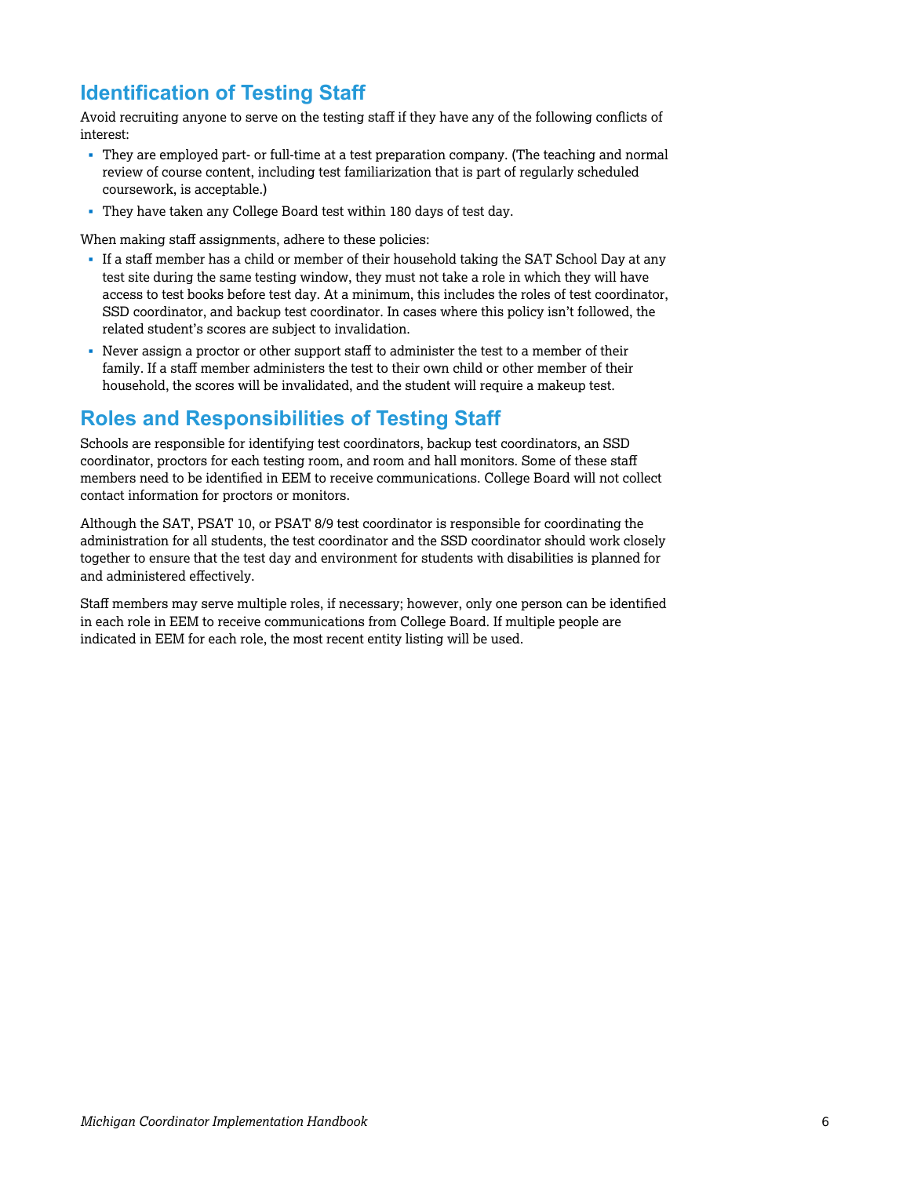## Identification of Testing Staff

Avoid recruiting anyone to serve on the testing staff if they have any of the following conflicts of interest:

- They are employed part- or full-time at a test preparation company. (The teaching and normal review of course content, including test familiarization that is part of regularly scheduled coursework, is acceptable.)
- They have taken any College Board test within 180 days of test day.

When making staff assignments, adhere to these policies:

- If a staff member has a child or member of their household taking the SAT School Day at any test site during the same testing window, they must not take a role in which they will have access to test books before test day. At a minimum, this includes the roles of test coordinator, SSD coordinator, and backup test coordinator. In cases where this policy isn't followed, the related student's scores are subject to invalidation.
- Never assign a proctor or other support staff to administer the test to a member of their family. If a staff member administers the test to their own child or other member of their household, the scores will be invalidated, and the student will require a makeup test.

## Roles and Responsibilities of Testing Staff

Schools are responsible for identifying test coordinators, backup test coordinators, an SSD coordinator, proctors for each testing room, and room and hall monitors. Some of these staff members need to be identified in EEM to receive communications. College Board will not collect contact information for proctors or monitors.

Although the SAT, PSAT 10, or PSAT 8/9 test coordinator is responsible for coordinating the administration for all students, the test coordinator and the SSD coordinator should work closely together to ensure that the test day and environment for students with disabilities is planned for and administered effectively.

Staff members may serve multiple roles, if necessary; however, only one person can be identified in each role in EEM to receive communications from College Board. If multiple people are indicated in EEM for each role, the most recent entity listing will be used.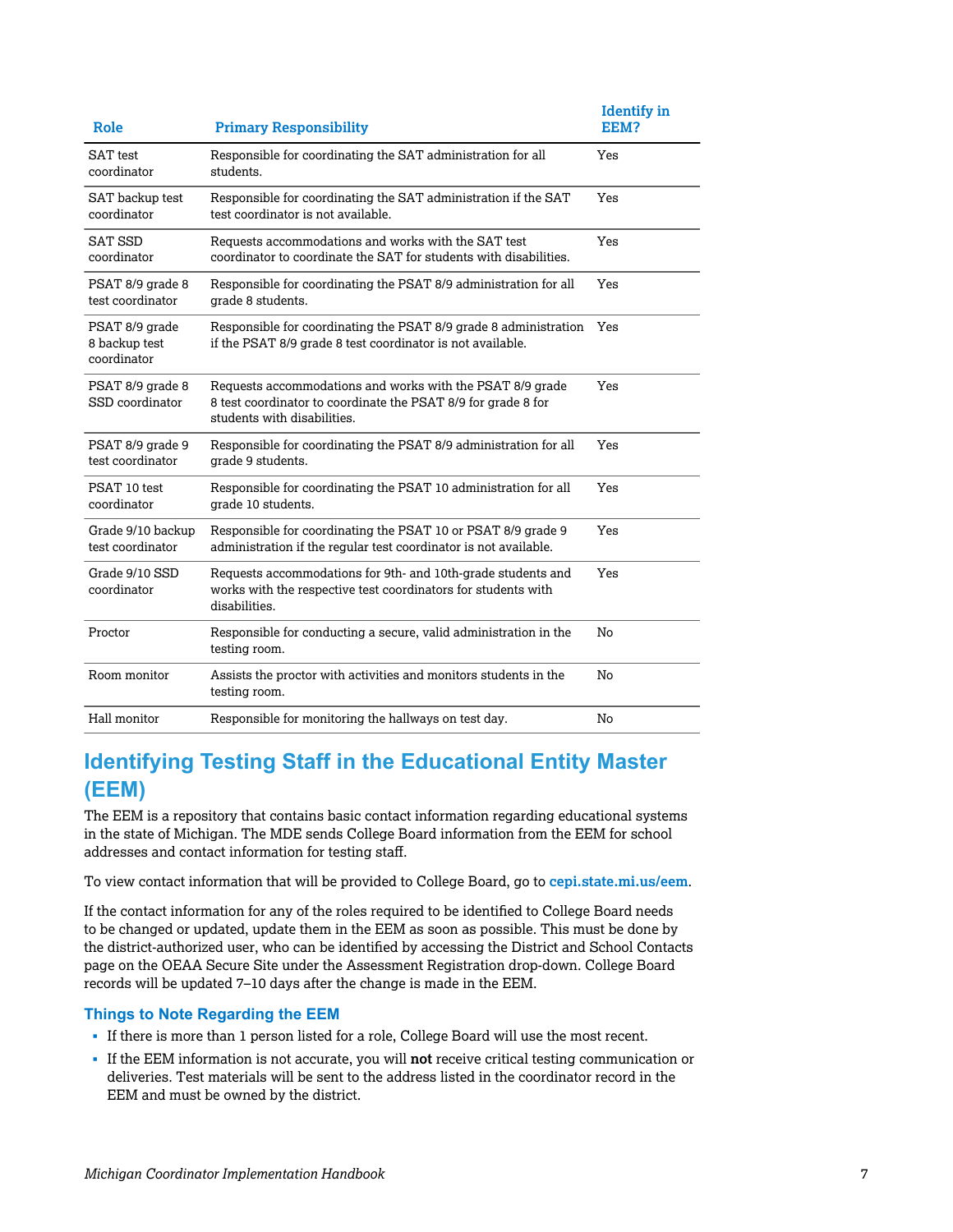| Role | Primary Responsibility | Identify in EEM? |
|---|---|---|
| SAT test coordinator | Responsible for coordinating the SAT administration for all students. | Yes |
| SAT backup test coordinator | Responsible for coordinating the SAT administration if the SAT test coordinator is not available. | Yes |
| SAT SSD coordinator | Requests accommodations and works with the SAT test coordinator to coordinate the SAT for students with disabilities. | Yes |
| PSAT 8/9 grade 8 test coordinator | Responsible for coordinating the PSAT 8/9 administration for all grade 8 students. | Yes |
| PSAT 8/9 grade 8 backup test coordinator | Responsible for coordinating the PSAT 8/9 grade 8 administration if the PSAT 8/9 grade 8 test coordinator is not available. | Yes |
| PSAT 8/9 grade 8 SSD coordinator | Requests accommodations and works with the PSAT 8/9 grade 8 test coordinator to coordinate the PSAT 8/9 for grade 8 for students with disabilities. | Yes |
| PSAT 8/9 grade 9 test coordinator | Responsible for coordinating the PSAT 8/9 administration for all grade 9 students. | Yes |
| PSAT 10 test coordinator | Responsible for coordinating the PSAT 10 administration for all grade 10 students. | Yes |
| Grade 9/10 backup test coordinator | Responsible for coordinating the PSAT 10 or PSAT 8/9 grade 9 administration if the regular test coordinator is not available. | Yes |
| Grade 9/10 SSD coordinator | Requests accommodations for 9th- and 10th-grade students and works with the respective test coordinators for students with disabilities. | Yes |
| Proctor | Responsible for conducting a secure, valid administration in the testing room. | No |
| Room monitor | Assists the proctor with activities and monitors students in the testing room. | No |
| Hall monitor | Responsible for monitoring the hallways on test day. | No |

## Identifying Testing Staff in the Educational Entity Master (EEM)

The EEM is a repository that contains basic contact information regarding educational systems in the state of Michigan. The MDE sends College Board information from the EEM for school addresses and contact information for testing staff.

To view contact information that will be provided to College Board, go to **cepi.state.mi.us/eem**.

If the contact information for any of the roles required to be identified to College Board needs to be changed or updated, update them in the EEM as soon as possible. This must be done by the district-authorized user, who can be identified by accessing the District and School Contacts page on the OEAA Secure Site under the Assessment Registration drop-down. College Board records will be updated 7–10 days after the change is made in the EEM.

### Things to Note Regarding the EEM

- If there is more than 1 person listed for a role, College Board will use the most recent.
- If the EEM information is not accurate, you will **not** receive critical testing communication or deliveries. Test materials will be sent to the address listed in the coordinator record in the EEM and must be owned by the district.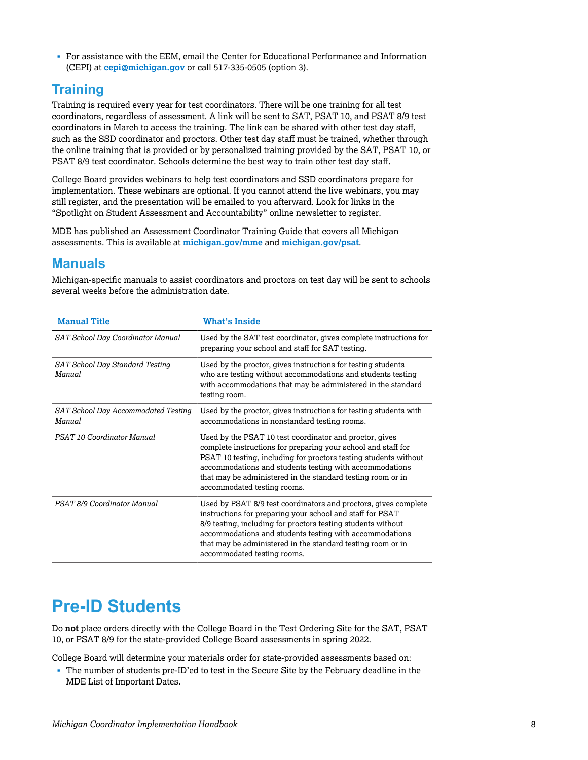- For assistance with the EEM, email the Center for Educational Performance and Information (CEPI) at **cepi@michigan.gov** or call 517-335-0505 (option 3).

## Training

Training is required every year for test coordinators. There will be one training for all test coordinators, regardless of assessment. A link will be sent to SAT, PSAT 10, and PSAT 8/9 test coordinators in March to access the training. The link can be shared with other test day staff, such as the SSD coordinator and proctors. Other test day staff must be trained, whether through the online training that is provided or by personalized training provided by the SAT, PSAT 10, or PSAT 8/9 test coordinator. Schools determine the best way to train other test day staff.

College Board provides webinars to help test coordinators and SSD coordinators prepare for implementation. These webinars are optional. If you cannot attend the live webinars, you may still register, and the presentation will be emailed to you afterward. Look for links in the "Spotlight on Student Assessment and Accountability" online newsletter to register.

MDE has published an Assessment Coordinator Training Guide that covers all Michigan assessments. This is available at **michigan.gov/mme** and **michigan.gov/psat**.

## Manuals

Michigan-specific manuals to assist coordinators and proctors on test day will be sent to schools several weeks before the administration date.

| Manual Title | What's Inside |
|---|---|
| *SAT School Day Coordinator Manual* | Used by the SAT test coordinator, gives complete instructions for preparing your school and staff for SAT testing. |
| *SAT School Day Standard Testing Manual* | Used by the proctor, gives instructions for testing students who are testing without accommodations and students testing with accommodations that may be administered in the standard testing room. |
| *SAT School Day Accommodated Testing Manual* | Used by the proctor, gives instructions for testing students with accommodations in nonstandard testing rooms. |
| *PSAT 10 Coordinator Manual* | Used by the PSAT 10 test coordinator and proctor, gives complete instructions for preparing your school and staff for PSAT 10 testing, including for proctors testing students without accommodations and students testing with accommodations that may be administered in the standard testing room or in accommodated testing rooms. |
| *PSAT 8/9 Coordinator Manual* | Used by PSAT 8/9 test coordinators and proctors, gives complete instructions for preparing your school and staff for PSAT 8/9 testing, including for proctors testing students without accommodations and students testing with accommodations that may be administered in the standard testing room or in accommodated testing rooms. |

# Pre-ID Students

Do **not** place orders directly with the College Board in the Test Ordering Site for the SAT, PSAT 10, or PSAT 8/9 for the state-provided College Board assessments in spring 2022.

College Board will determine your materials order for state-provided assessments based on:

- The number of students pre-ID'ed to test in the Secure Site by the February deadline in the MDE List of Important Dates.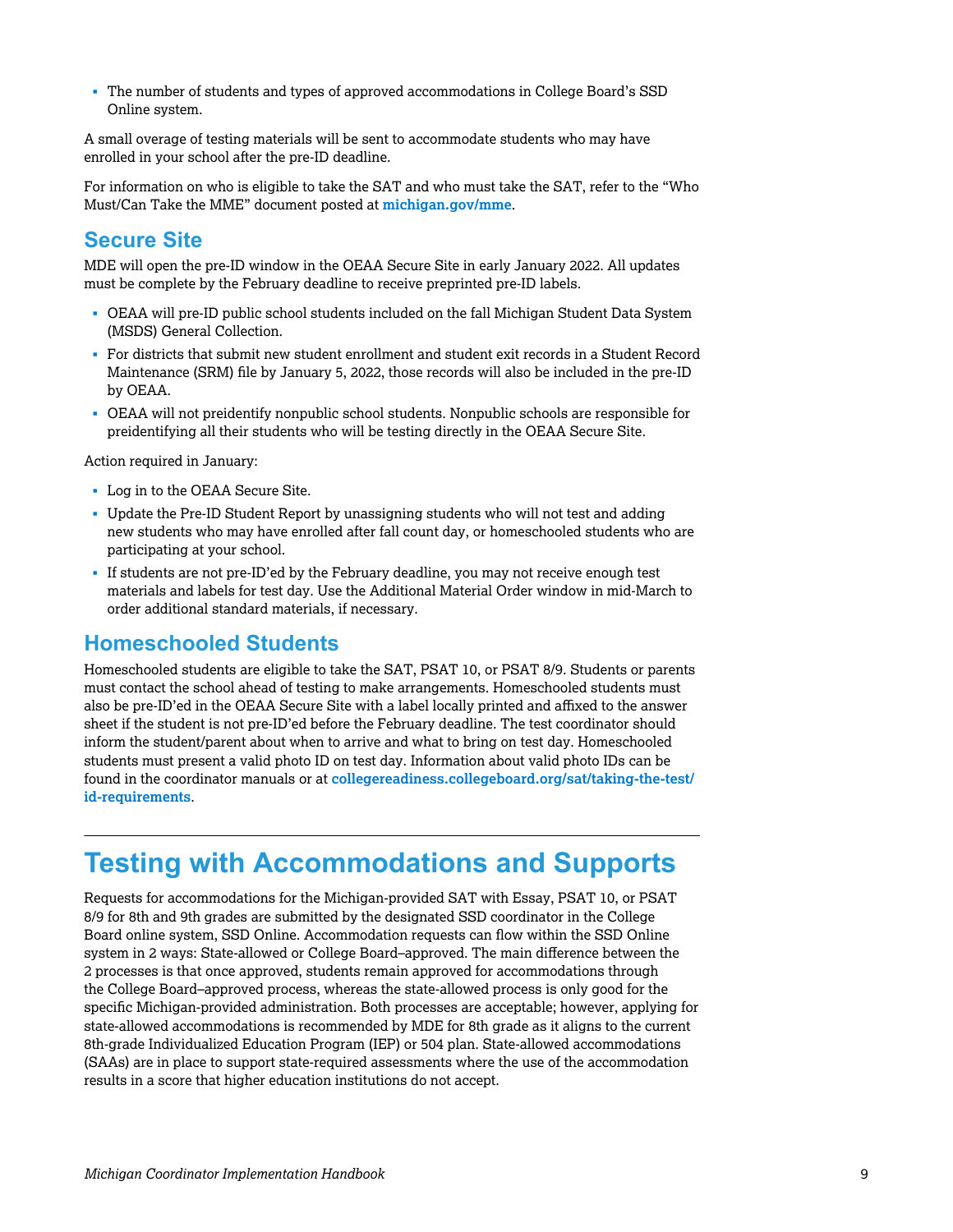- The number of students and types of approved accommodations in College Board's SSD Online system.

A small overage of testing materials will be sent to accommodate students who may have enrolled in your school after the pre-ID deadline.

For information on who is eligible to take the SAT and who must take the SAT, refer to the "Who Must/Can Take the MME" document posted at **michigan.gov/mme**.

## Secure Site

MDE will open the pre-ID window in the OEAA Secure Site in early January 2022. All updates must be complete by the February deadline to receive preprinted pre-ID labels.

- OEAA will pre-ID public school students included on the fall Michigan Student Data System (MSDS) General Collection.
- For districts that submit new student enrollment and student exit records in a Student Record Maintenance (SRM) file by January 5, 2022, those records will also be included in the pre-ID by OEAA.
- OEAA will not preidentify nonpublic school students. Nonpublic schools are responsible for preidentifying all their students who will be testing directly in the OEAA Secure Site.

Action required in January:

- Log in to the OEAA Secure Site.
- Update the Pre-ID Student Report by unassigning students who will not test and adding new students who may have enrolled after fall count day, or homeschooled students who are participating at your school.
- If students are not pre-ID'ed by the February deadline, you may not receive enough test materials and labels for test day. Use the Additional Material Order window in mid-March to order additional standard materials, if necessary.

## Homeschooled Students

Homeschooled students are eligible to take the SAT, PSAT 10, or PSAT 8/9. Students or parents must contact the school ahead of testing to make arrangements. Homeschooled students must also be pre-ID'ed in the OEAA Secure Site with a label locally printed and affixed to the answer sheet if the student is not pre-ID'ed before the February deadline. The test coordinator should inform the student/parent about when to arrive and what to bring on test day. Homeschooled students must present a valid photo ID on test day. Information about valid photo IDs can be found in the coordinator manuals or at **collegereadiness.collegeboard.org/sat/taking-the-test/id-requirements**.

# Testing with Accommodations and Supports

Requests for accommodations for the Michigan-provided SAT with Essay, PSAT 10, or PSAT 8/9 for 8th and 9th grades are submitted by the designated SSD coordinator in the College Board online system, SSD Online. Accommodation requests can flow within the SSD Online system in 2 ways: State-allowed or College Board–approved. The main difference between the 2 processes is that once approved, students remain approved for accommodations through the College Board–approved process, whereas the state-allowed process is only good for the specific Michigan-provided administration. Both processes are acceptable; however, applying for state-allowed accommodations is recommended by MDE for 8th grade as it aligns to the current 8th-grade Individualized Education Program (IEP) or 504 plan. State-allowed accommodations (SAAs) are in place to support state-required assessments where the use of the accommodation results in a score that higher education institutions do not accept.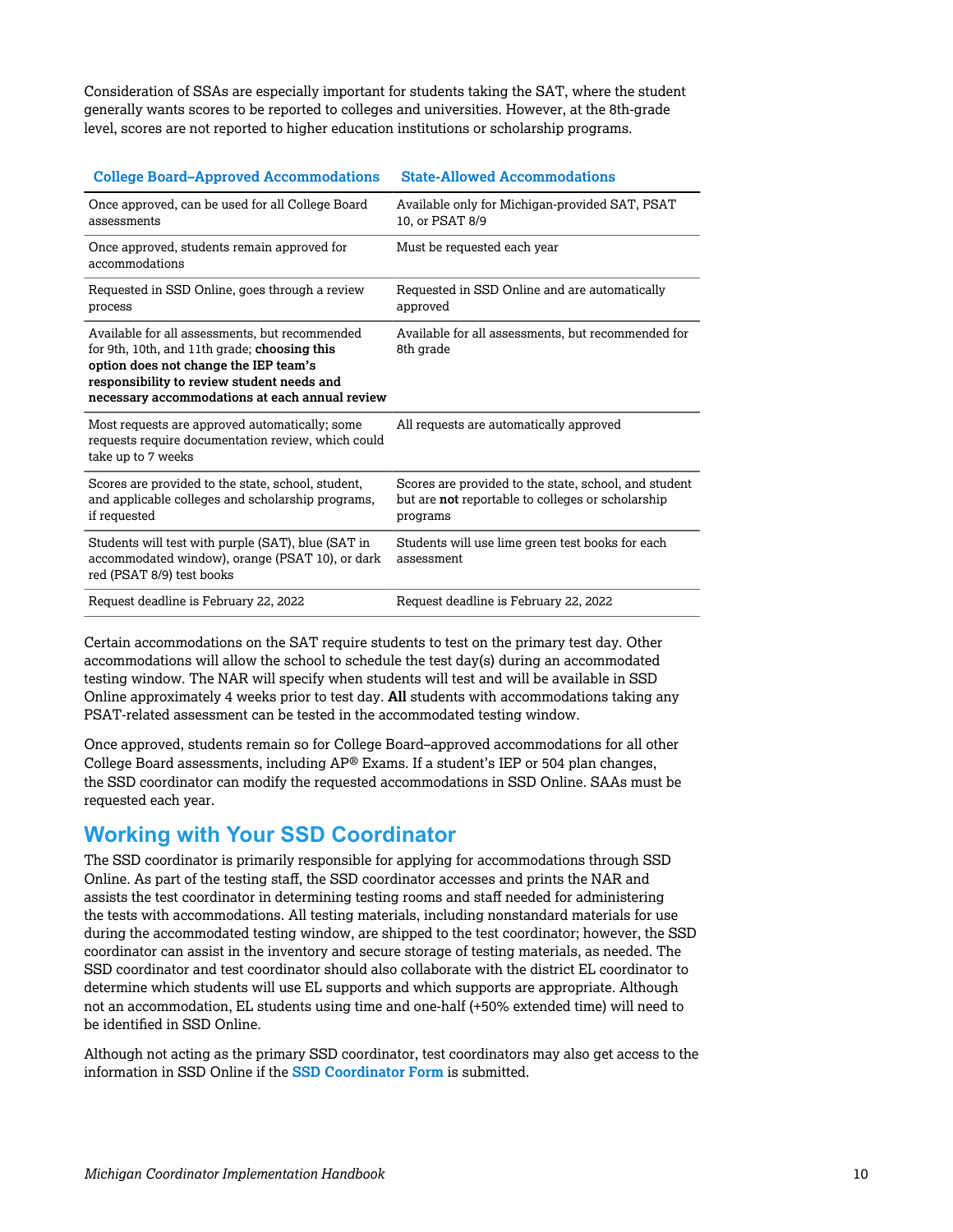Consideration of SSAs are especially important for students taking the SAT, where the student generally wants scores to be reported to colleges and universities. However, at the 8th-grade level, scores are not reported to higher education institutions or scholarship programs.

| College Board–Approved Accommodations | State-Allowed Accommodations |
|---|---|
| Once approved, can be used for all College Board assessments | Available only for Michigan-provided SAT, PSAT 10, or PSAT 8/9 |
| Once approved, students remain approved for accommodations | Must be requested each year |
| Requested in SSD Online, goes through a review process | Requested in SSD Online and are automatically approved |
| Available for all assessments, but recommended for 9th, 10th, and 11th grade; **choosing this option does not change the IEP team's responsibility to review student needs and necessary accommodations at each annual review** | Available for all assessments, but recommended for 8th grade |
| Most requests are approved automatically; some requests require documentation review, which could take up to 7 weeks | All requests are automatically approved |
| Scores are provided to the state, school, student, and applicable colleges and scholarship programs, if requested | Scores are provided to the state, school, and student but are **not** reportable to colleges or scholarship programs |
| Students will test with purple (SAT), blue (SAT in accommodated window), orange (PSAT 10), or dark red (PSAT 8/9) test books | Students will use lime green test books for each assessment |
| Request deadline is February 22, 2022 | Request deadline is February 22, 2022 |

Certain accommodations on the SAT require students to test on the primary test day. Other accommodations will allow the school to schedule the test day(s) during an accommodated testing window. The NAR will specify when students will test and will be available in SSD Online approximately 4 weeks prior to test day. **All** students with accommodations taking any PSAT-related assessment can be tested in the accommodated testing window.

Once approved, students remain so for College Board–approved accommodations for all other College Board assessments, including AP® Exams. If a student's IEP or 504 plan changes, the SSD coordinator can modify the requested accommodations in SSD Online. SAAs must be requested each year.

## Working with Your SSD Coordinator

The SSD coordinator is primarily responsible for applying for accommodations through SSD Online. As part of the testing staff, the SSD coordinator accesses and prints the NAR and assists the test coordinator in determining testing rooms and staff needed for administering the tests with accommodations. All testing materials, including nonstandard materials for use during the accommodated testing window, are shipped to the test coordinator; however, the SSD coordinator can assist in the inventory and secure storage of testing materials, as needed. The SSD coordinator and test coordinator should also collaborate with the district EL coordinator to determine which students will use EL supports and which supports are appropriate. Although not an accommodation, EL students using time and one-half (+50% extended time) will need to be identified in SSD Online.

Although not acting as the primary SSD coordinator, test coordinators may also get access to the information in SSD Online if the **SSD Coordinator Form** is submitted.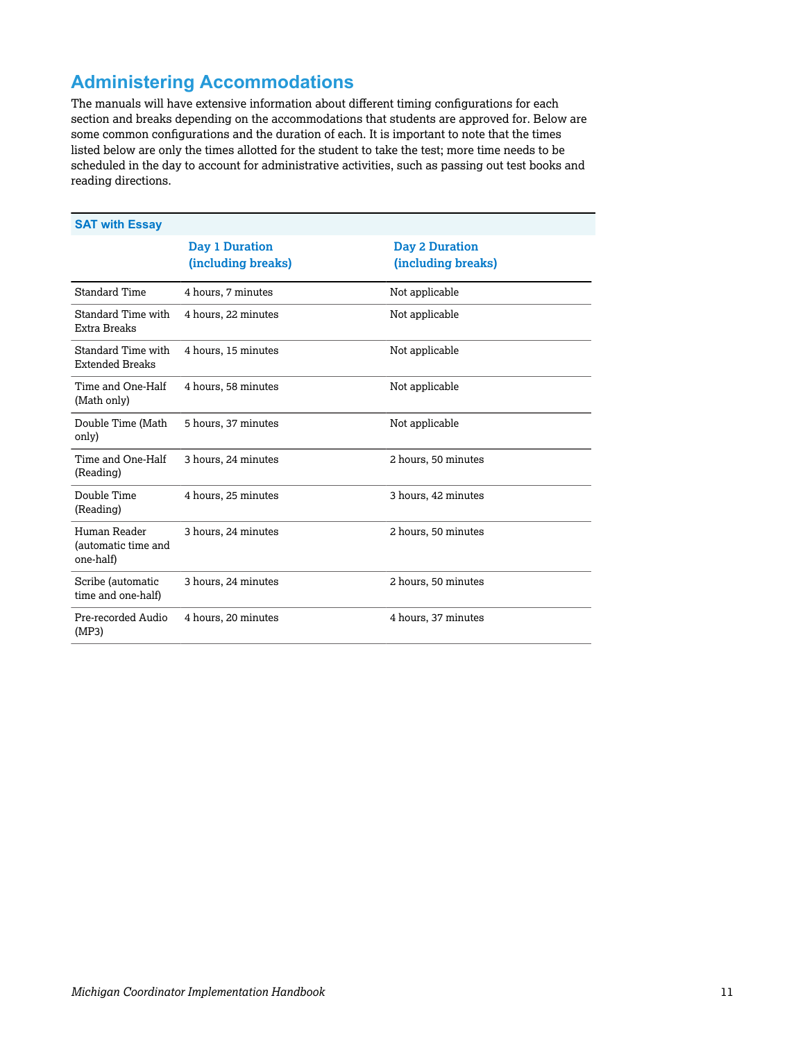## Administering Accommodations

The manuals will have extensive information about different timing configurations for each section and breaks depending on the accommodations that students are approved for. Below are some common configurations and the duration of each. It is important to note that the times listed below are only the times allotted for the student to take the test; more time needs to be scheduled in the day to account for administrative activities, such as passing out test books and reading directions.

| SAT with Essay | Day 1 Duration (including breaks) | Day 2 Duration (including breaks) |
|---|---|---|
| Standard Time | 4 hours, 7 minutes | Not applicable |
| Standard Time with Extra Breaks | 4 hours, 22 minutes | Not applicable |
| Standard Time with Extended Breaks | 4 hours, 15 minutes | Not applicable |
| Time and One-Half (Math only) | 4 hours, 58 minutes | Not applicable |
| Double Time (Math only) | 5 hours, 37 minutes | Not applicable |
| Time and One-Half (Reading) | 3 hours, 24 minutes | 2 hours, 50 minutes |
| Double Time (Reading) | 4 hours, 25 minutes | 3 hours, 42 minutes |
| Human Reader (automatic time and one-half) | 3 hours, 24 minutes | 2 hours, 50 minutes |
| Scribe (automatic time and one-half) | 3 hours, 24 minutes | 2 hours, 50 minutes |
| Pre-recorded Audio (MP3) | 4 hours, 20 minutes | 4 hours, 37 minutes |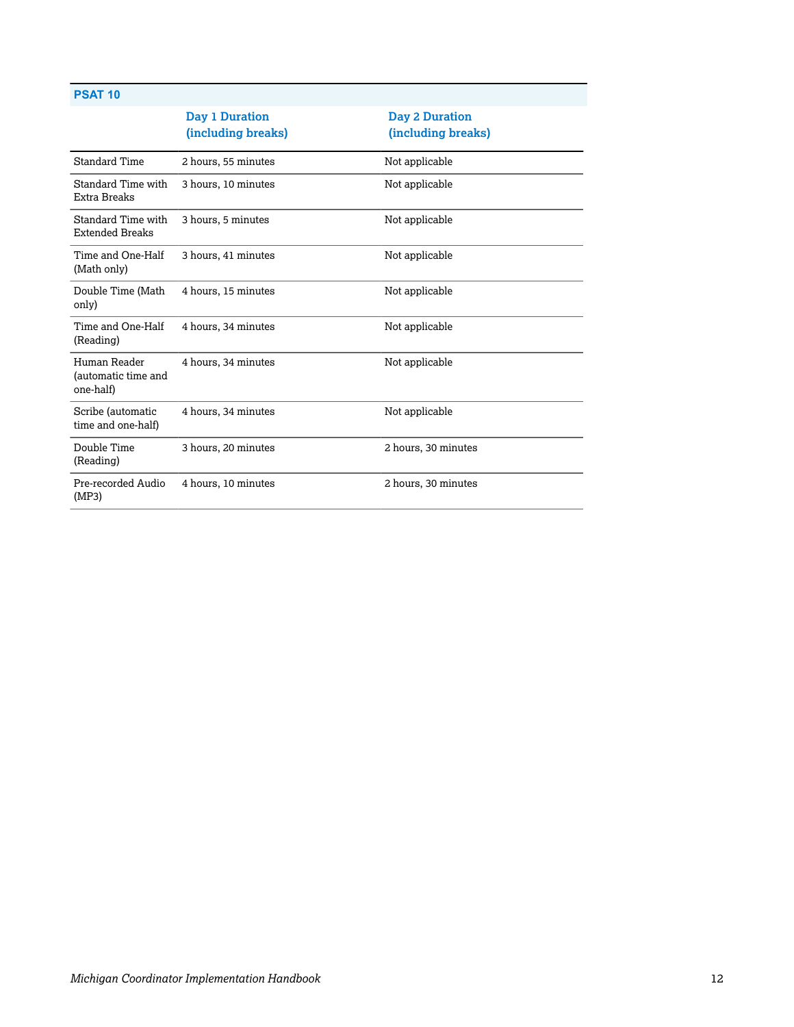| PSAT 10 | | |
| --- | --- | --- |
| | **Day 1 Duration (including breaks)** | **Day 2 Duration (including breaks)** |
| Standard Time | 2 hours, 55 minutes | Not applicable |
| Standard Time with Extra Breaks | 3 hours, 10 minutes | Not applicable |
| Standard Time with Extended Breaks | 3 hours, 5 minutes | Not applicable |
| Time and One-Half (Math only) | 3 hours, 41 minutes | Not applicable |
| Double Time (Math only) | 4 hours, 15 minutes | Not applicable |
| Time and One-Half (Reading) | 4 hours, 34 minutes | Not applicable |
| Human Reader (automatic time and one-half) | 4 hours, 34 minutes | Not applicable |
| Scribe (automatic time and one-half) | 4 hours, 34 minutes | Not applicable |
| Double Time (Reading) | 3 hours, 20 minutes | 2 hours, 30 minutes |
| Pre-recorded Audio (MP3) | 4 hours, 10 minutes | 2 hours, 30 minutes |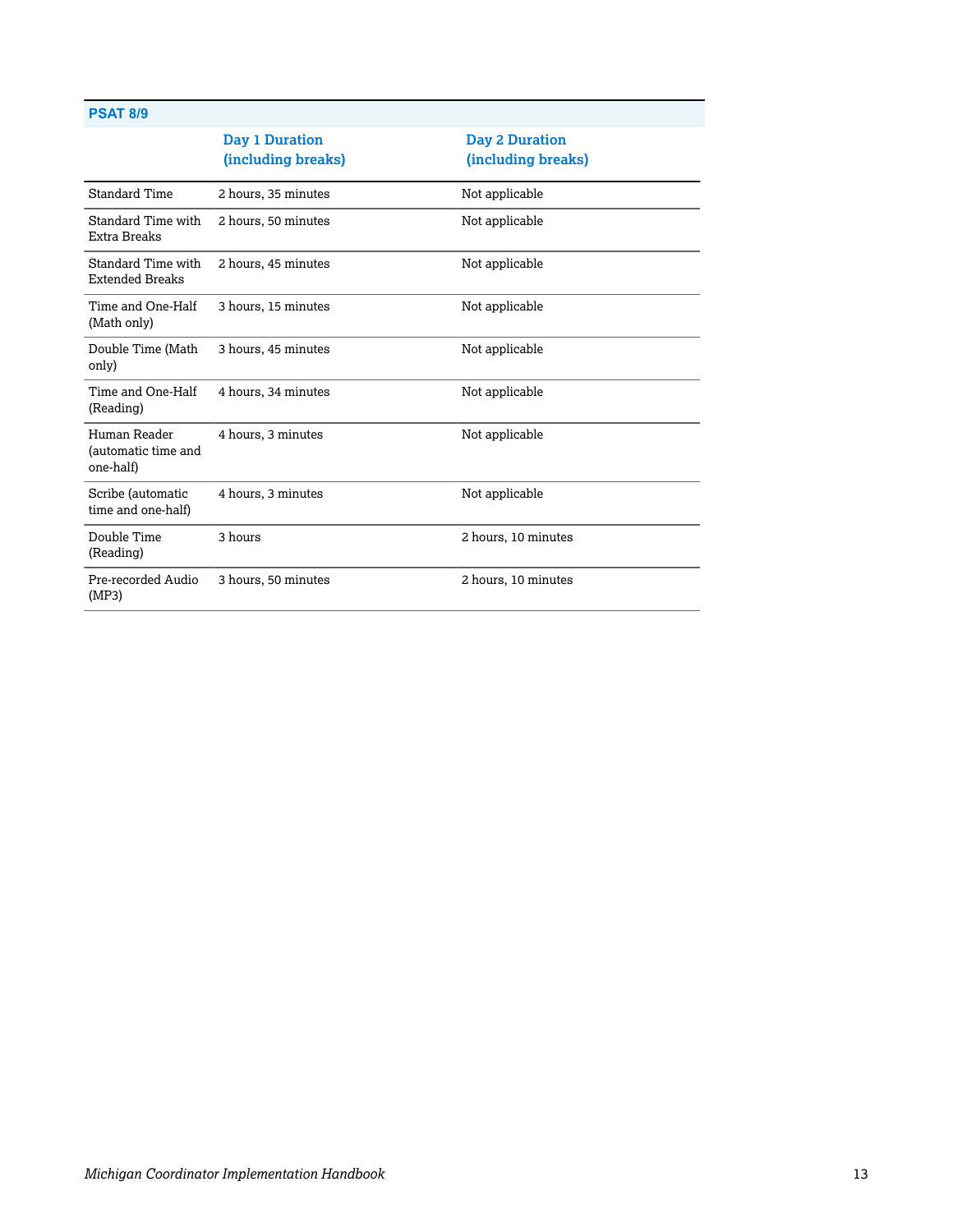| PSAT 8/9 | | |
|---|---|---|
| | **Day 1 Duration (including breaks)** | **Day 2 Duration (including breaks)** |
| Standard Time | 2 hours, 35 minutes | Not applicable |
| Standard Time with Extra Breaks | 2 hours, 50 minutes | Not applicable |
| Standard Time with Extended Breaks | 2 hours, 45 minutes | Not applicable |
| Time and One-Half (Math only) | 3 hours, 15 minutes | Not applicable |
| Double Time (Math only) | 3 hours, 45 minutes | Not applicable |
| Time and One-Half (Reading) | 4 hours, 34 minutes | Not applicable |
| Human Reader (automatic time and one-half) | 4 hours, 3 minutes | Not applicable |
| Scribe (automatic time and one-half) | 4 hours, 3 minutes | Not applicable |
| Double Time (Reading) | 3 hours | 2 hours, 10 minutes |
| Pre-recorded Audio (MP3) | 3 hours, 50 minutes | 2 hours, 10 minutes |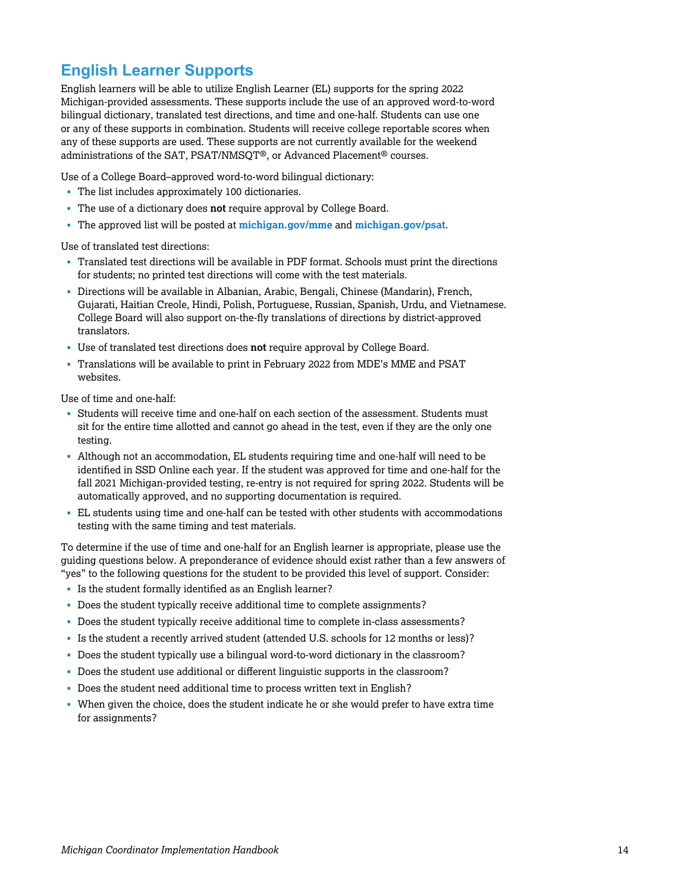## English Learner Supports

English learners will be able to utilize English Learner (EL) supports for the spring 2022 Michigan-provided assessments. These supports include the use of an approved word-to-word bilingual dictionary, translated test directions, and time and one-half. Students can use one or any of these supports in combination. Students will receive college reportable scores when any of these supports are used. These supports are not currently available for the weekend administrations of the SAT, PSAT/NMSQT®, or Advanced Placement® courses.

Use of a College Board–approved word-to-word bilingual dictionary:

- The list includes approximately 100 dictionaries.
- The use of a dictionary does **not** require approval by College Board.
- The approved list will be posted at **michigan.gov/mme** and **michigan.gov/psat**.

Use of translated test directions:

- Translated test directions will be available in PDF format. Schools must print the directions for students; no printed test directions will come with the test materials.
- Directions will be available in Albanian, Arabic, Bengali, Chinese (Mandarin), French, Gujarati, Haitian Creole, Hindi, Polish, Portuguese, Russian, Spanish, Urdu, and Vietnamese. College Board will also support on-the-fly translations of directions by district-approved translators.
- Use of translated test directions does **not** require approval by College Board.
- Translations will be available to print in February 2022 from MDE's MME and PSAT websites.

Use of time and one-half:

- Students will receive time and one-half on each section of the assessment. Students must sit for the entire time allotted and cannot go ahead in the test, even if they are the only one testing.
- Although not an accommodation, EL students requiring time and one-half will need to be identified in SSD Online each year. If the student was approved for time and one-half for the fall 2021 Michigan-provided testing, re-entry is not required for spring 2022. Students will be automatically approved, and no supporting documentation is required.
- EL students using time and one-half can be tested with other students with accommodations testing with the same timing and test materials.

To determine if the use of time and one-half for an English learner is appropriate, please use the guiding questions below. A preponderance of evidence should exist rather than a few answers of "yes" to the following questions for the student to be provided this level of support. Consider:

- Is the student formally identified as an English learner?
- Does the student typically receive additional time to complete assignments?
- Does the student typically receive additional time to complete in-class assessments?
- Is the student a recently arrived student (attended U.S. schools for 12 months or less)?
- Does the student typically use a bilingual word-to-word dictionary in the classroom?
- Does the student use additional or different linguistic supports in the classroom?
- Does the student need additional time to process written text in English?
- When given the choice, does the student indicate he or she would prefer to have extra time for assignments?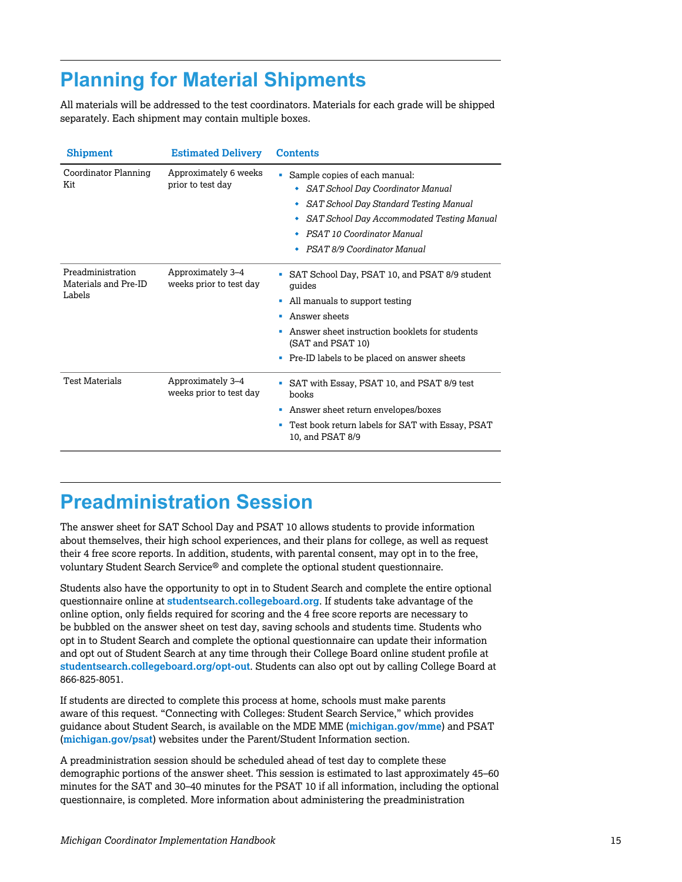## Planning for Material Shipments

All materials will be addressed to the test coordinators. Materials for each grade will be shipped separately. Each shipment may contain multiple boxes.

| Shipment | Estimated Delivery | Contents |
|---|---|---|
| Coordinator Planning Kit | Approximately 6 weeks prior to test day | ▪ Sample copies of each manual:<br>◆ *SAT School Day Coordinator Manual*<br>◆ *SAT School Day Standard Testing Manual*<br>◆ *SAT School Day Accommodated Testing Manual*<br>◆ *PSAT 10 Coordinator Manual*<br>◆ *PSAT 8/9 Coordinator Manual* |
| Preadministration Materials and Pre-ID Labels | Approximately 3–4 weeks prior to test day | ▪ SAT School Day, PSAT 10, and PSAT 8/9 student guides<br>▪ All manuals to support testing<br>▪ Answer sheets<br>▪ Answer sheet instruction booklets for students (SAT and PSAT 10)<br>▪ Pre-ID labels to be placed on answer sheets |
| Test Materials | Approximately 3–4 weeks prior to test day | ▪ SAT with Essay, PSAT 10, and PSAT 8/9 test books<br>▪ Answer sheet return envelopes/boxes<br>▪ Test book return labels for SAT with Essay, PSAT 10, and PSAT 8/9 |

## Preadministration Session

The answer sheet for SAT School Day and PSAT 10 allows students to provide information about themselves, their high school experiences, and their plans for college, as well as request their 4 free score reports. In addition, students, with parental consent, may opt in to the free, voluntary Student Search Service® and complete the optional student questionnaire.

Students also have the opportunity to opt in to Student Search and complete the entire optional questionnaire online at **studentsearch.collegeboard.org**. If students take advantage of the online option, only fields required for scoring and the 4 free score reports are necessary to be bubbled on the answer sheet on test day, saving schools and students time. Students who opt in to Student Search and complete the optional questionnaire can update their information and opt out of Student Search at any time through their College Board online student profile at **studentsearch.collegeboard.org/opt-out**. Students can also opt out by calling College Board at 866-825-8051.

If students are directed to complete this process at home, schools must make parents aware of this request. "Connecting with Colleges: Student Search Service," which provides guidance about Student Search, is available on the MDE MME (**michigan.gov/mme**) and PSAT (**michigan.gov/psat**) websites under the Parent/Student Information section.

A preadministration session should be scheduled ahead of test day to complete these demographic portions of the answer sheet. This session is estimated to last approximately 45–60 minutes for the SAT and 30–40 minutes for the PSAT 10 if all information, including the optional questionnaire, is completed. More information about administering the preadministration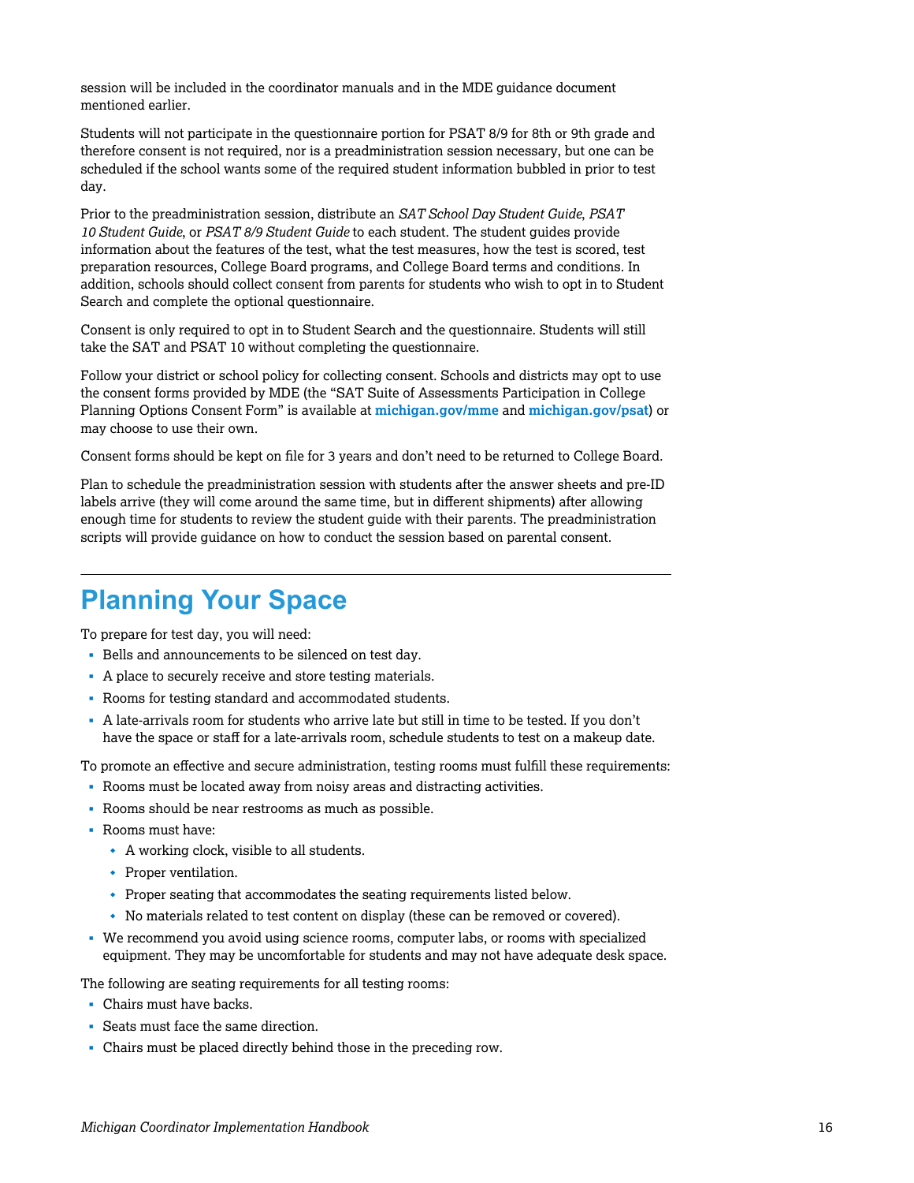session will be included in the coordinator manuals and in the MDE guidance document mentioned earlier.

Students will not participate in the questionnaire portion for PSAT 8/9 for 8th or 9th grade and therefore consent is not required, nor is a preadministration session necessary, but one can be scheduled if the school wants some of the required student information bubbled in prior to test day.

Prior to the preadministration session, distribute an *SAT School Day Student Guide*, *PSAT 10 Student Guide*, or *PSAT 8/9 Student Guide* to each student. The student guides provide information about the features of the test, what the test measures, how the test is scored, test preparation resources, College Board programs, and College Board terms and conditions. In addition, schools should collect consent from parents for students who wish to opt in to Student Search and complete the optional questionnaire.

Consent is only required to opt in to Student Search and the questionnaire. Students will still take the SAT and PSAT 10 without completing the questionnaire.

Follow your district or school policy for collecting consent. Schools and districts may opt to use the consent forms provided by MDE (the "SAT Suite of Assessments Participation in College Planning Options Consent Form" is available at **michigan.gov/mme** and **michigan.gov/psat**) or may choose to use their own.

Consent forms should be kept on file for 3 years and don't need to be returned to College Board.

Plan to schedule the preadministration session with students after the answer sheets and pre-ID labels arrive (they will come around the same time, but in different shipments) after allowing enough time for students to review the student guide with their parents. The preadministration scripts will provide guidance on how to conduct the session based on parental consent.

## Planning Your Space

To prepare for test day, you will need:

- Bells and announcements to be silenced on test day.
- A place to securely receive and store testing materials.
- Rooms for testing standard and accommodated students.
- A late-arrivals room for students who arrive late but still in time to be tested. If you don't have the space or staff for a late-arrivals room, schedule students to test on a makeup date.

To promote an effective and secure administration, testing rooms must fulfill these requirements:

- Rooms must be located away from noisy areas and distracting activities.
- Rooms should be near restrooms as much as possible.
- Rooms must have:
  - A working clock, visible to all students.
  - Proper ventilation.
  - Proper seating that accommodates the seating requirements listed below.
  - No materials related to test content on display (these can be removed or covered).
- We recommend you avoid using science rooms, computer labs, or rooms with specialized equipment. They may be uncomfortable for students and may not have adequate desk space.

The following are seating requirements for all testing rooms:

- Chairs must have backs.
- Seats must face the same direction.
- Chairs must be placed directly behind those in the preceding row.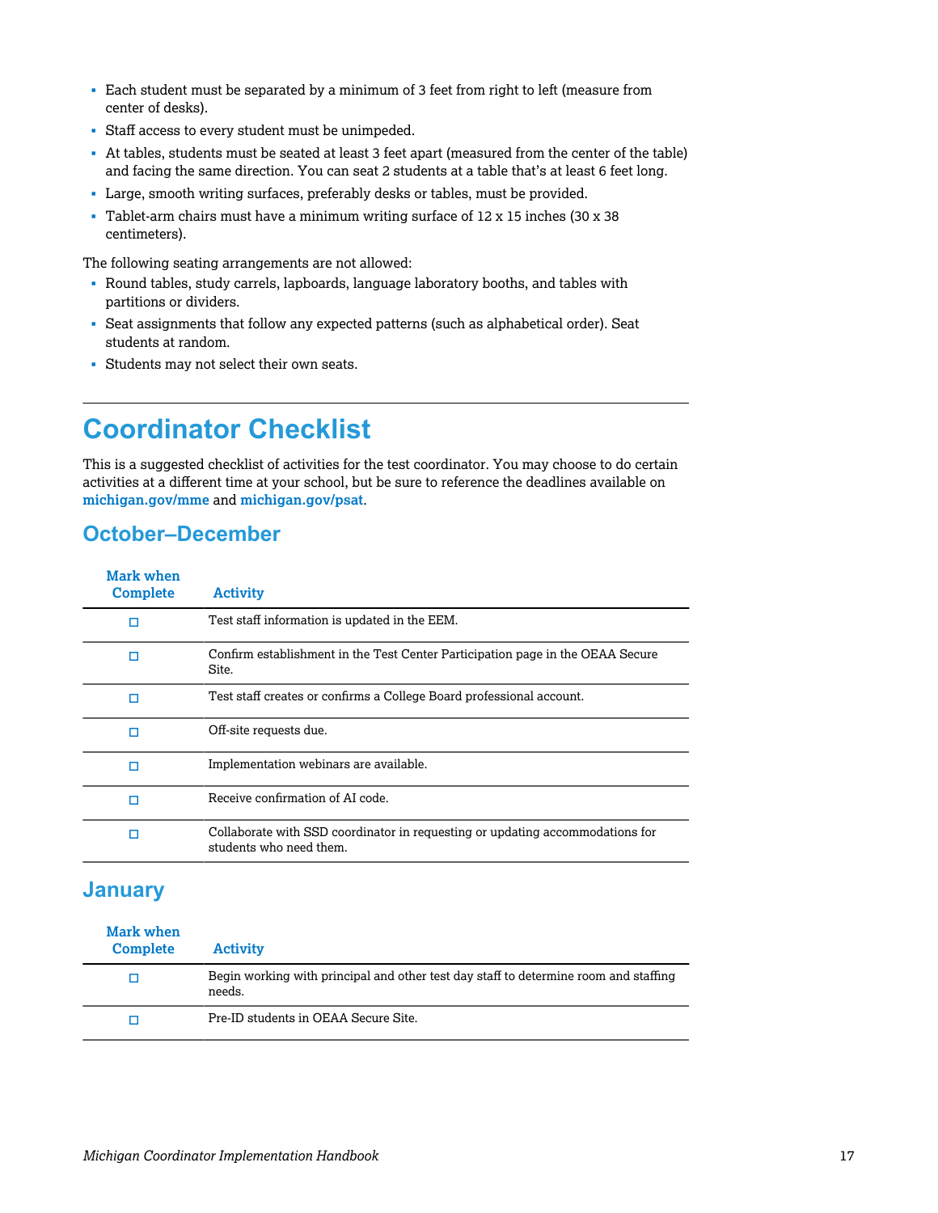- Each student must be separated by a minimum of 3 feet from right to left (measure from center of desks).
- Staff access to every student must be unimpeded.
- At tables, students must be seated at least 3 feet apart (measured from the center of the table) and facing the same direction. You can seat 2 students at a table that's at least 6 feet long.
- Large, smooth writing surfaces, preferably desks or tables, must be provided.
- Tablet-arm chairs must have a minimum writing surface of 12 x 15 inches (30 x 38 centimeters).

The following seating arrangements are not allowed:

- Round tables, study carrels, lapboards, language laboratory booths, and tables with partitions or dividers.
- Seat assignments that follow any expected patterns (such as alphabetical order). Seat students at random.
- Students may not select their own seats.

# Coordinator Checklist

This is a suggested checklist of activities for the test coordinator. You may choose to do certain activities at a different time at your school, but be sure to reference the deadlines available on **michigan.gov/mme** and **michigan.gov/psat**.

## October–December

| Mark when Complete | Activity |
|---|---|
| ☐ | Test staff information is updated in the EEM. |
| ☐ | Confirm establishment in the Test Center Participation page in the OEAA Secure Site. |
| ☐ | Test staff creates or confirms a College Board professional account. |
| ☐ | Off-site requests due. |
| ☐ | Implementation webinars are available. |
| ☐ | Receive confirmation of AI code. |
| ☐ | Collaborate with SSD coordinator in requesting or updating accommodations for students who need them. |

## January

| Mark when Complete | Activity |
|---|---|
| ☐ | Begin working with principal and other test day staff to determine room and staffing needs. |
| ☐ | Pre-ID students in OEAA Secure Site. |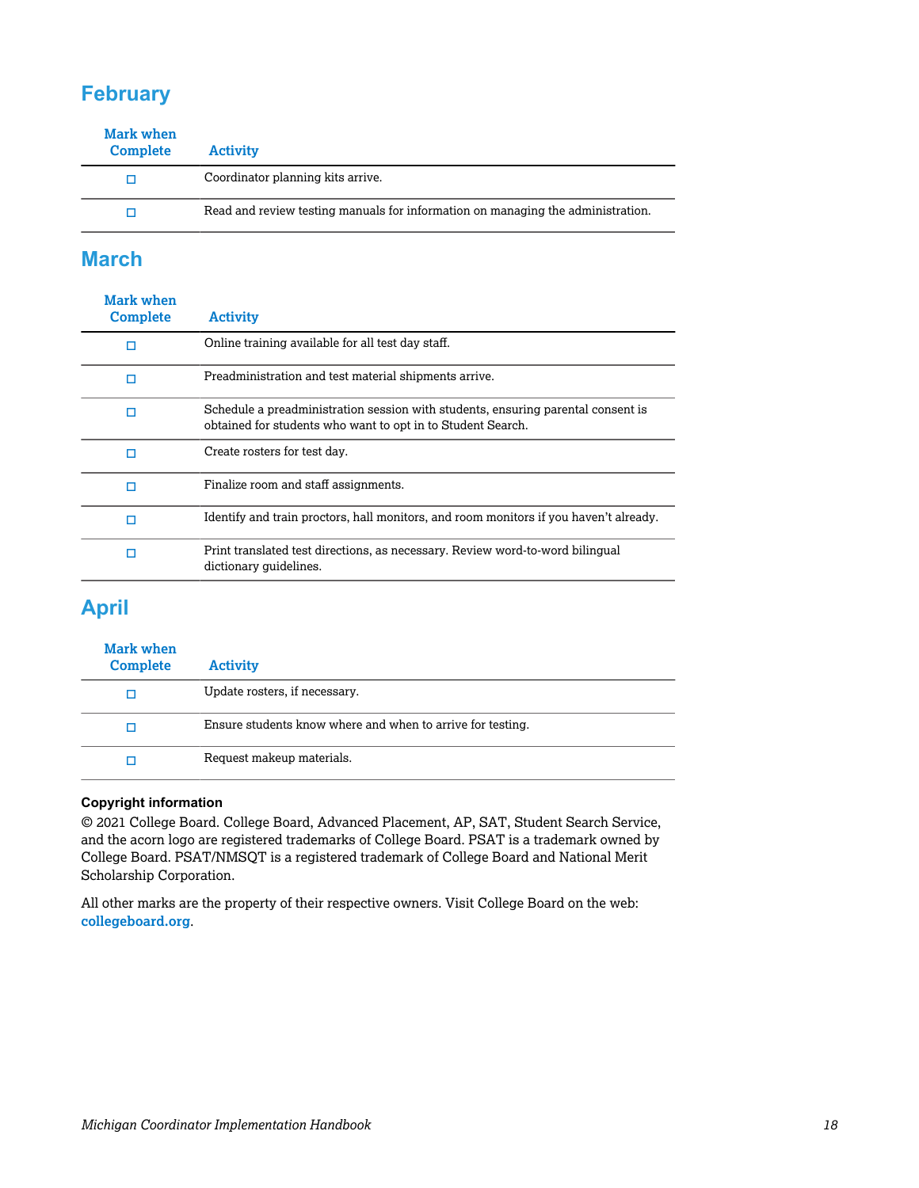## February

| Mark when Complete | Activity |
|---|---|
| ☐ | Coordinator planning kits arrive. |
| ☐ | Read and review testing manuals for information on managing the administration. |

## March

| Mark when Complete | Activity |
|---|---|
| ☐ | Online training available for all test day staff. |
| ☐ | Preadministration and test material shipments arrive. |
| ☐ | Schedule a preadministration session with students, ensuring parental consent is obtained for students who want to opt in to Student Search. |
| ☐ | Create rosters for test day. |
| ☐ | Finalize room and staff assignments. |
| ☐ | Identify and train proctors, hall monitors, and room monitors if you haven't already. |
| ☐ | Print translated test directions, as necessary. Review word-to-word bilingual dictionary guidelines. |

## April

| Mark when Complete | Activity |
|---|---|
| ☐ | Update rosters, if necessary. |
| ☐ | Ensure students know where and when to arrive for testing. |
| ☐ | Request makeup materials. |

**Copyright information**

© 2021 College Board. College Board, Advanced Placement, AP, SAT, Student Search Service, and the acorn logo are registered trademarks of College Board. PSAT is a trademark owned by College Board. PSAT/NMSQT is a registered trademark of College Board and National Merit Scholarship Corporation.

All other marks are the property of their respective owners. Visit College Board on the web: **collegeboard.org**.